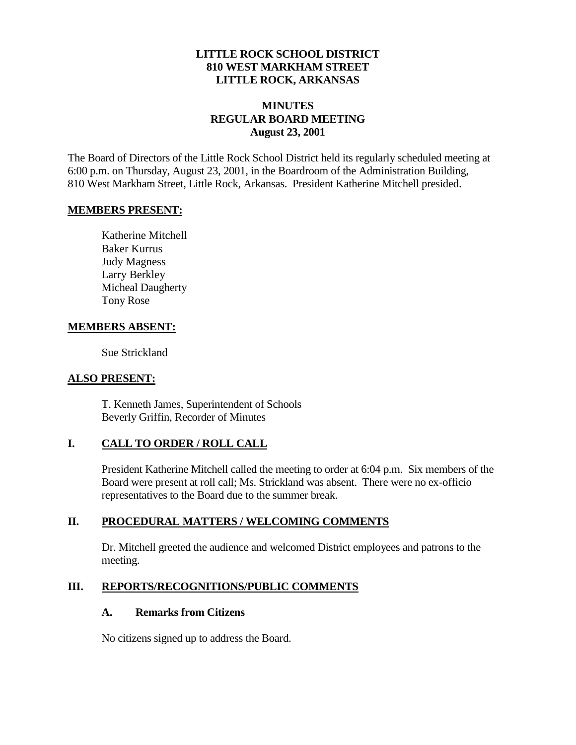**LITTLE ROCK SCHOOL DISTRICT**
**810 WEST MARKHAM STREET**
**LITTLE ROCK, ARKANSAS**

# MINUTES
## REGULAR BOARD MEETING
**August 23, 2001**

The Board of Directors of the Little Rock School District held its regularly scheduled meeting at 6:00 p.m. on Thursday, August 23, 2001, in the Boardroom of the Administration Building, 810 West Markham Street, Little Rock, Arkansas. President Katherine Mitchell presided.

**MEMBERS PRESENT:**

Katherine Mitchell
Baker Kurrus
Judy Magness
Larry Berkley
Micheal Daugherty
Tony Rose

**MEMBERS ABSENT:**

Sue Strickland

**ALSO PRESENT:**

T. Kenneth James, Superintendent of Schools
Beverly Griffin, Recorder of Minutes

## I. CALL TO ORDER / ROLL CALL

President Katherine Mitchell called the meeting to order at 6:04 p.m. Six members of the Board were present at roll call; Ms. Strickland was absent. There were no ex-officio representatives to the Board due to the summer break.

## II. PROCEDURAL MATTERS / WELCOMING COMMENTS

Dr. Mitchell greeted the audience and welcomed District employees and patrons to the meeting.

## III. REPORTS/RECOGNITIONS/PUBLIC COMMENTS

### A. Remarks from Citizens

No citizens signed up to address the Board.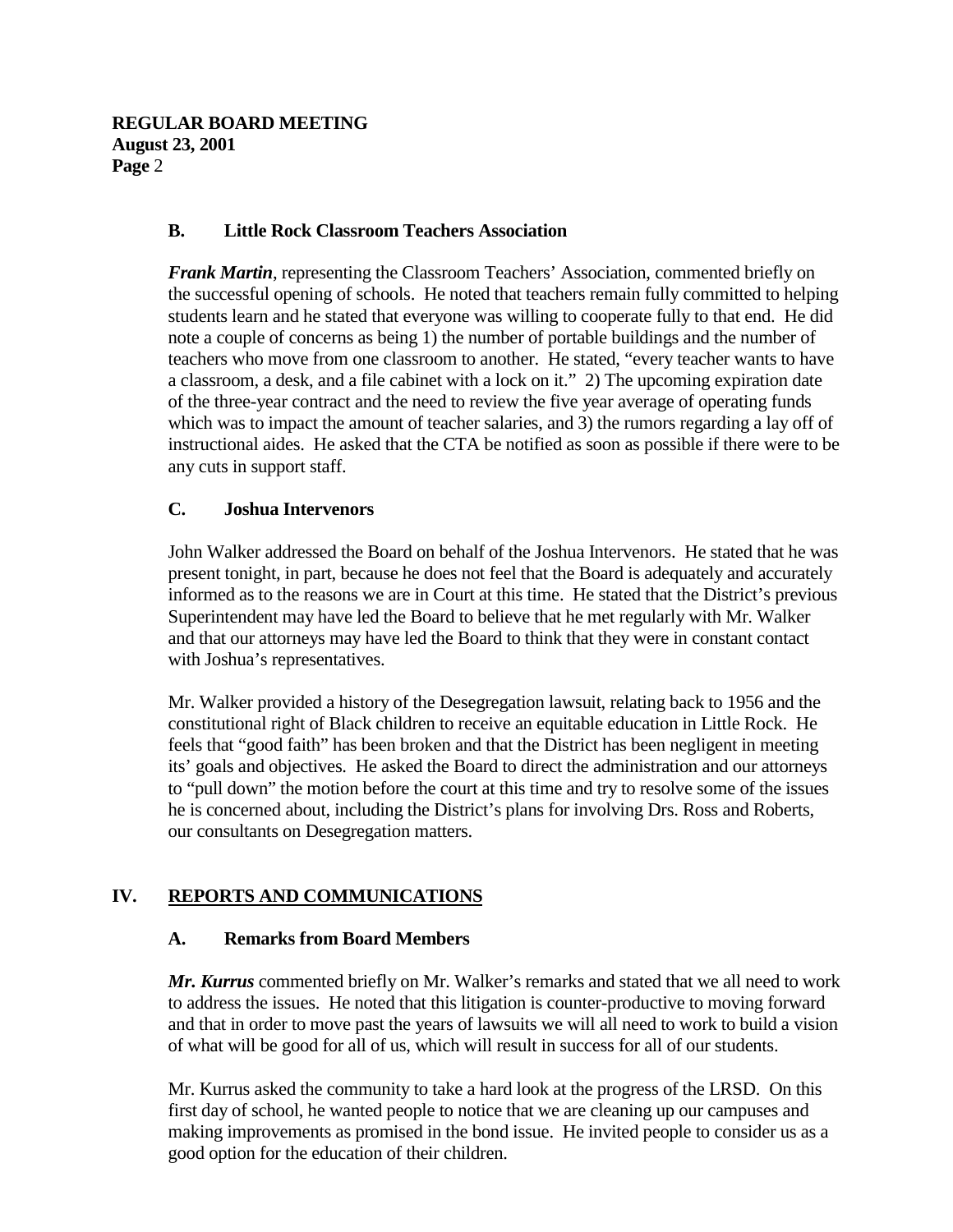### B. Little Rock Classroom Teachers Association

***Frank Martin***, representing the Classroom Teachers' Association, commented briefly on the successful opening of schools. He noted that teachers remain fully committed to helping students learn and he stated that everyone was willing to cooperate fully to that end. He did note a couple of concerns as being 1) the number of portable buildings and the number of teachers who move from one classroom to another. He stated, "every teacher wants to have a classroom, a desk, and a file cabinet with a lock on it." 2) The upcoming expiration date of the three-year contract and the need to review the five year average of operating funds which was to impact the amount of teacher salaries, and 3) the rumors regarding a lay off of instructional aides. He asked that the CTA be notified as soon as possible if there were to be any cuts in support staff.

### C. Joshua Intervenors

John Walker addressed the Board on behalf of the Joshua Intervenors. He stated that he was present tonight, in part, because he does not feel that the Board is adequately and accurately informed as to the reasons we are in Court at this time. He stated that the District's previous Superintendent may have led the Board to believe that he met regularly with Mr. Walker and that our attorneys may have led the Board to think that they were in constant contact with Joshua's representatives.

Mr. Walker provided a history of the Desegregation lawsuit, relating back to 1956 and the constitutional right of Black children to receive an equitable education in Little Rock. He feels that "good faith" has been broken and that the District has been negligent in meeting its' goals and objectives. He asked the Board to direct the administration and our attorneys to "pull down" the motion before the court at this time and try to resolve some of the issues he is concerned about, including the District's plans for involving Drs. Ross and Roberts, our consultants on Desegregation matters.

## IV. <u>REPORTS AND COMMUNICATIONS</u>

### A. Remarks from Board Members

***Mr. Kurrus*** commented briefly on Mr. Walker's remarks and stated that we all need to work to address the issues. He noted that this litigation is counter-productive to moving forward and that in order to move past the years of lawsuits we will all need to work to build a vision of what will be good for all of us, which will result in success for all of our students.

Mr. Kurrus asked the community to take a hard look at the progress of the LRSD. On this first day of school, he wanted people to notice that we are cleaning up our campuses and making improvements as promised in the bond issue. He invited people to consider us as a good option for the education of their children.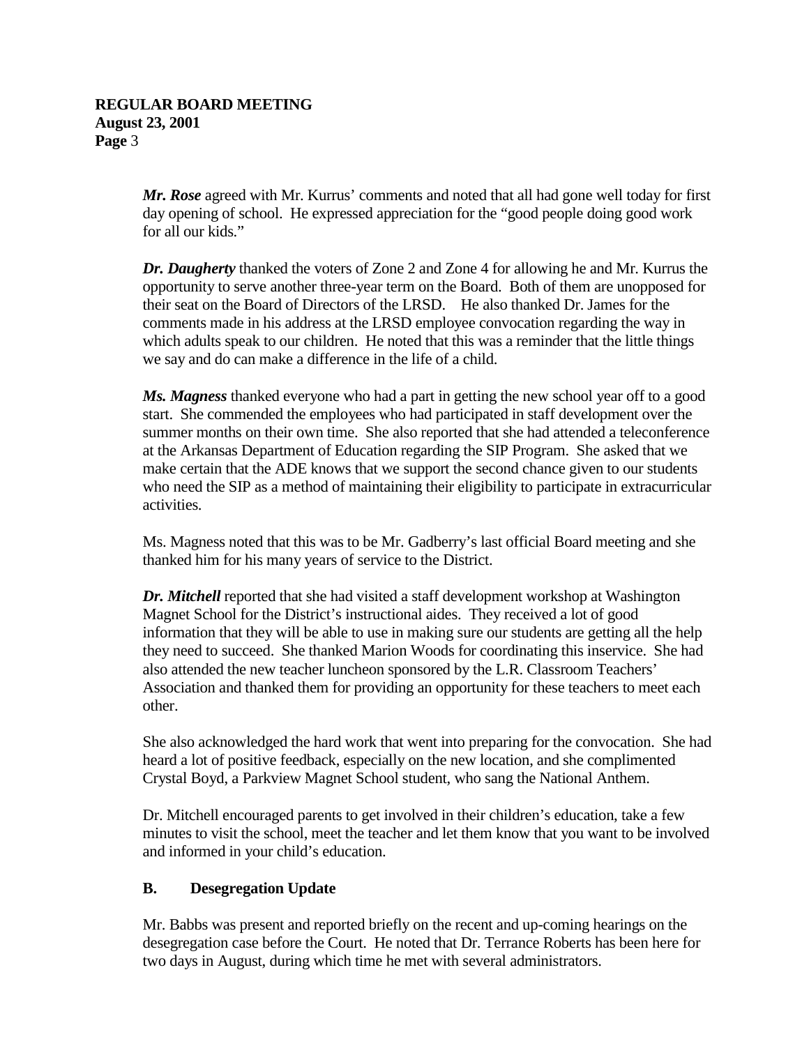***Mr. Rose*** agreed with Mr. Kurrus' comments and noted that all had gone well today for first day opening of school. He expressed appreciation for the "good people doing good work for all our kids."

***Dr. Daugherty*** thanked the voters of Zone 2 and Zone 4 for allowing he and Mr. Kurrus the opportunity to serve another three-year term on the Board. Both of them are unopposed for their seat on the Board of Directors of the LRSD. He also thanked Dr. James for the comments made in his address at the LRSD employee convocation regarding the way in which adults speak to our children. He noted that this was a reminder that the little things we say and do can make a difference in the life of a child.

***Ms. Magness*** thanked everyone who had a part in getting the new school year off to a good start. She commended the employees who had participated in staff development over the summer months on their own time. She also reported that she had attended a teleconference at the Arkansas Department of Education regarding the SIP Program. She asked that we make certain that the ADE knows that we support the second chance given to our students who need the SIP as a method of maintaining their eligibility to participate in extracurricular activities.

Ms. Magness noted that this was to be Mr. Gadberry's last official Board meeting and she thanked him for his many years of service to the District.

***Dr. Mitchell*** reported that she had visited a staff development workshop at Washington Magnet School for the District's instructional aides. They received a lot of good information that they will be able to use in making sure our students are getting all the help they need to succeed. She thanked Marion Woods for coordinating this inservice. She had also attended the new teacher luncheon sponsored by the L.R. Classroom Teachers' Association and thanked them for providing an opportunity for these teachers to meet each other.

She also acknowledged the hard work that went into preparing for the convocation. She had heard a lot of positive feedback, especially on the new location, and she complimented Crystal Boyd, a Parkview Magnet School student, who sang the National Anthem.

Dr. Mitchell encouraged parents to get involved in their children's education, take a few minutes to visit the school, meet the teacher and let them know that you want to be involved and informed in your child's education.

### B. Desegregation Update

Mr. Babbs was present and reported briefly on the recent and up-coming hearings on the desegregation case before the Court. He noted that Dr. Terrance Roberts has been here for two days in August, during which time he met with several administrators.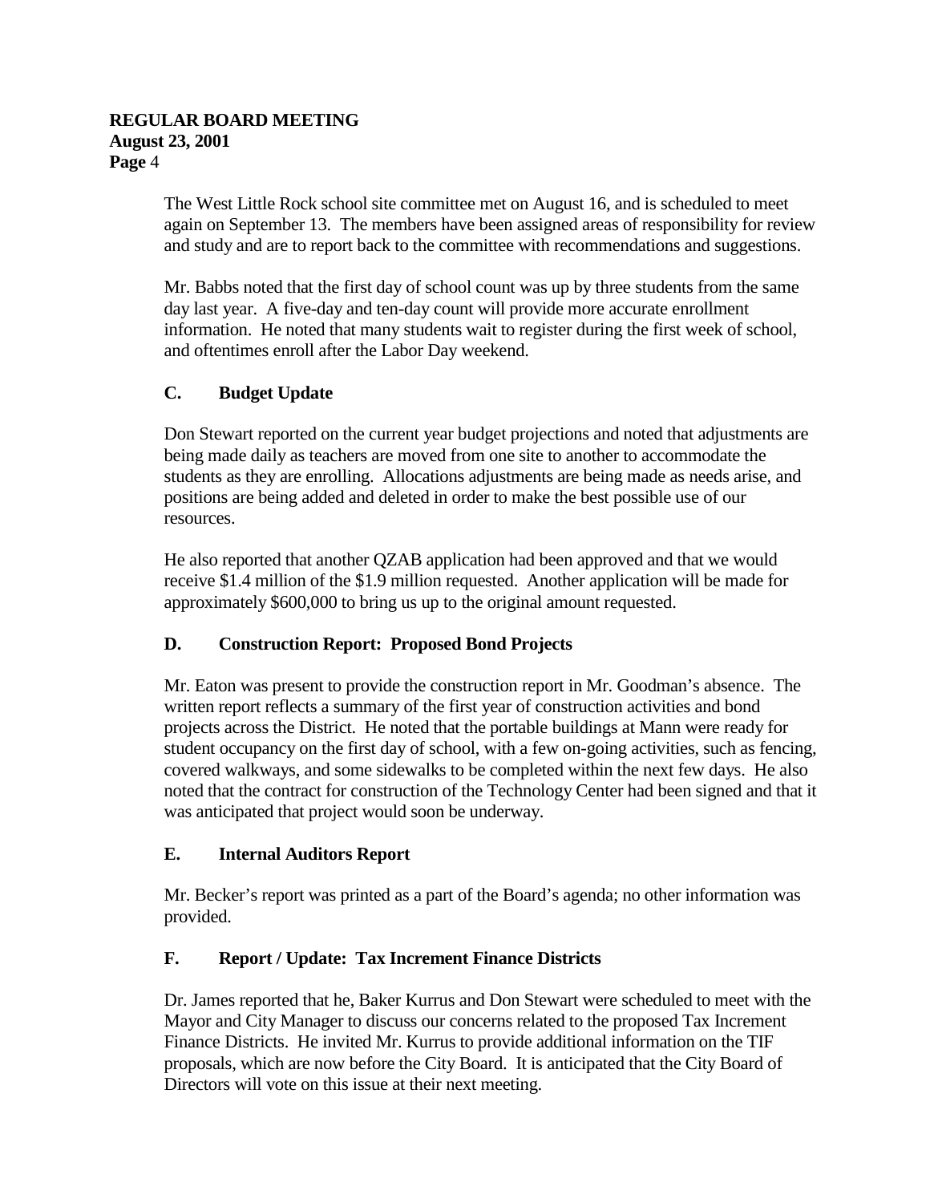The West Little Rock school site committee met on August 16, and is scheduled to meet again on September 13. The members have been assigned areas of responsibility for review and study and are to report back to the committee with recommendations and suggestions.

Mr. Babbs noted that the first day of school count was up by three students from the same day last year. A five-day and ten-day count will provide more accurate enrollment information. He noted that many students wait to register during the first week of school, and oftentimes enroll after the Labor Day weekend.

### C. Budget Update

Don Stewart reported on the current year budget projections and noted that adjustments are being made daily as teachers are moved from one site to another to accommodate the students as they are enrolling. Allocations adjustments are being made as needs arise, and positions are being added and deleted in order to make the best possible use of our resources.

He also reported that another QZAB application had been approved and that we would receive $1.4 million of the $1.9 million requested. Another application will be made for approximately $600,000 to bring us up to the original amount requested.

### D. Construction Report: Proposed Bond Projects

Mr. Eaton was present to provide the construction report in Mr. Goodman's absence. The written report reflects a summary of the first year of construction activities and bond projects across the District. He noted that the portable buildings at Mann were ready for student occupancy on the first day of school, with a few on-going activities, such as fencing, covered walkways, and some sidewalks to be completed within the next few days. He also noted that the contract for construction of the Technology Center had been signed and that it was anticipated that project would soon be underway.

### E. Internal Auditors Report

Mr. Becker's report was printed as a part of the Board's agenda; no other information was provided.

### F. Report / Update: Tax Increment Finance Districts

Dr. James reported that he, Baker Kurrus and Don Stewart were scheduled to meet with the Mayor and City Manager to discuss our concerns related to the proposed Tax Increment Finance Districts. He invited Mr. Kurrus to provide additional information on the TIF proposals, which are now before the City Board. It is anticipated that the City Board of Directors will vote on this issue at their next meeting.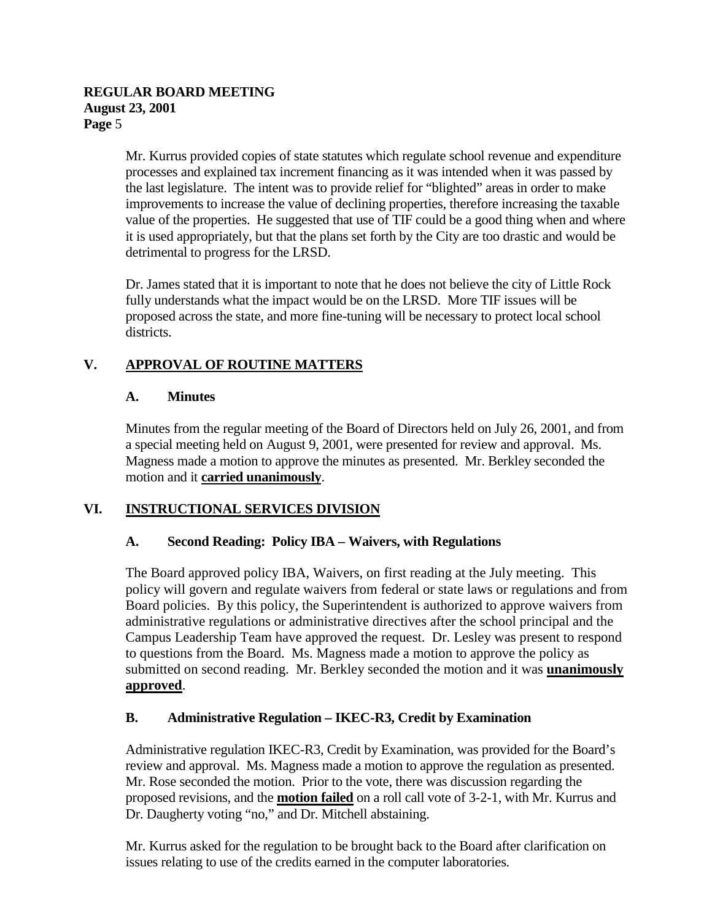Mr. Kurrus provided copies of state statutes which regulate school revenue and expenditure processes and explained tax increment financing as it was intended when it was passed by the last legislature. The intent was to provide relief for "blighted" areas in order to make improvements to increase the value of declining properties, therefore increasing the taxable value of the properties. He suggested that use of TIF could be a good thing when and where it is used appropriately, but that the plans set forth by the City are too drastic and would be detrimental to progress for the LRSD.

Dr. James stated that it is important to note that he does not believe the city of Little Rock fully understands what the impact would be on the LRSD. More TIF issues will be proposed across the state, and more fine-tuning will be necessary to protect local school districts.

## V. <u>APPROVAL OF ROUTINE MATTERS</u>

### A. Minutes

Minutes from the regular meeting of the Board of Directors held on July 26, 2001, and from a special meeting held on August 9, 2001, were presented for review and approval. Ms. Magness made a motion to approve the minutes as presented. Mr. Berkley seconded the motion and it **<u>carried unanimously</u>**.

## VI. <u>INSTRUCTIONAL SERVICES DIVISION</u>

### A. Second Reading: Policy IBA – Waivers, with Regulations

The Board approved policy IBA, Waivers, on first reading at the July meeting. This policy will govern and regulate waivers from federal or state laws or regulations and from Board policies. By this policy, the Superintendent is authorized to approve waivers from administrative regulations or administrative directives after the school principal and the Campus Leadership Team have approved the request. Dr. Lesley was present to respond to questions from the Board. Ms. Magness made a motion to approve the policy as submitted on second reading. Mr. Berkley seconded the motion and it was **<u>unanimously approved</u>**.

### B. Administrative Regulation – IKEC-R3, Credit by Examination

Administrative regulation IKEC-R3, Credit by Examination, was provided for the Board's review and approval. Ms. Magness made a motion to approve the regulation as presented. Mr. Rose seconded the motion. Prior to the vote, there was discussion regarding the proposed revisions, and the **<u>motion failed</u>** on a roll call vote of 3-2-1, with Mr. Kurrus and Dr. Daugherty voting "no," and Dr. Mitchell abstaining.

Mr. Kurrus asked for the regulation to be brought back to the Board after clarification on issues relating to use of the credits earned in the computer laboratories.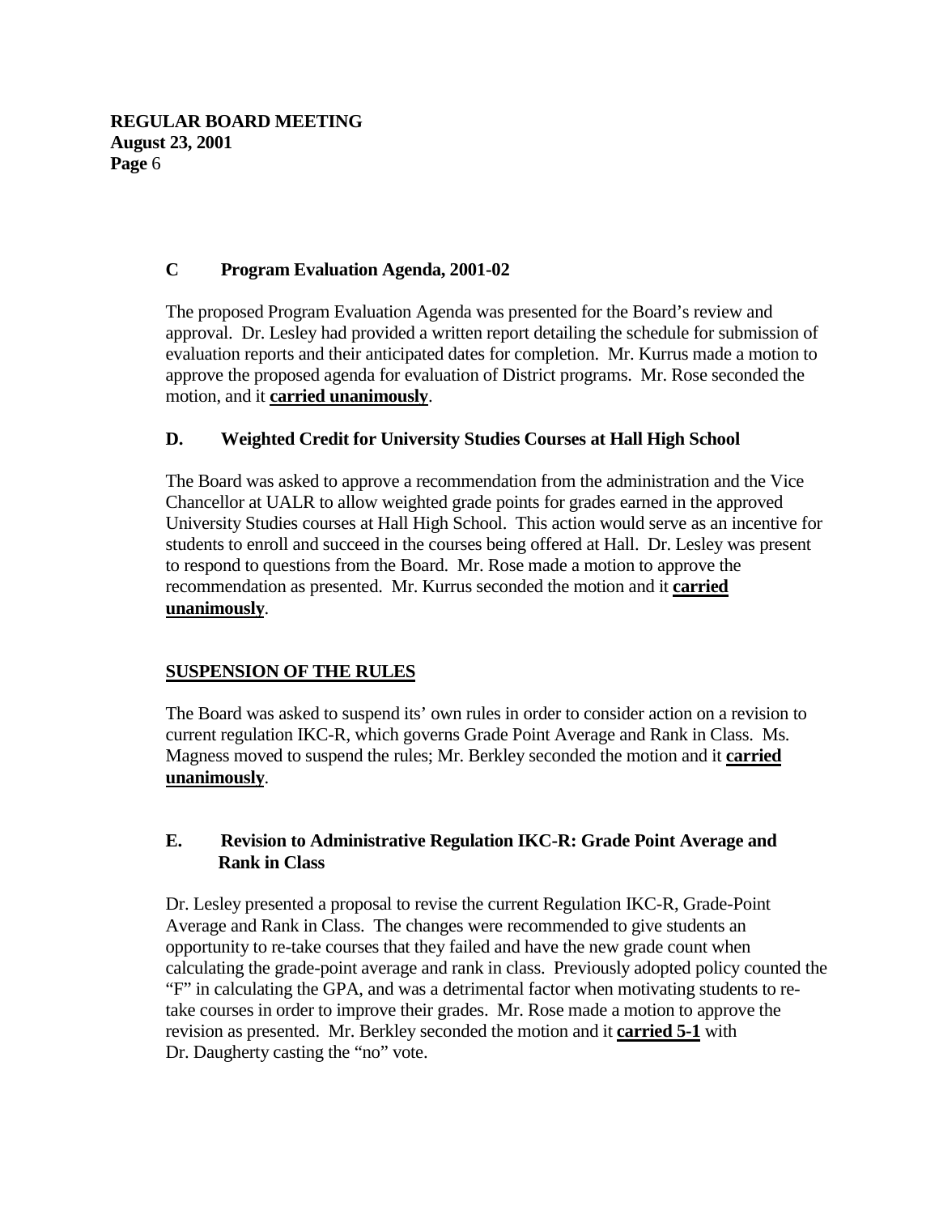### C Program Evaluation Agenda, 2001-02

The proposed Program Evaluation Agenda was presented for the Board's review and approval. Dr. Lesley had provided a written report detailing the schedule for submission of evaluation reports and their anticipated dates for completion. Mr. Kurrus made a motion to approve the proposed agenda for evaluation of District programs. Mr. Rose seconded the motion, and it **carried unanimously**.

### D. Weighted Credit for University Studies Courses at Hall High School

The Board was asked to approve a recommendation from the administration and the Vice Chancellor at UALR to allow weighted grade points for grades earned in the approved University Studies courses at Hall High School. This action would serve as an incentive for students to enroll and succeed in the courses being offered at Hall. Dr. Lesley was present to respond to questions from the Board. Mr. Rose made a motion to approve the recommendation as presented. Mr. Kurrus seconded the motion and it **carried unanimously**.

## SUSPENSION OF THE RULES

The Board was asked to suspend its' own rules in order to consider action on a revision to current regulation IKC-R, which governs Grade Point Average and Rank in Class. Ms. Magness moved to suspend the rules; Mr. Berkley seconded the motion and it **carried unanimously**.

### E. Revision to Administrative Regulation IKC-R: Grade Point Average and Rank in Class

Dr. Lesley presented a proposal to revise the current Regulation IKC-R, Grade-Point Average and Rank in Class. The changes were recommended to give students an opportunity to re-take courses that they failed and have the new grade count when calculating the grade-point average and rank in class. Previously adopted policy counted the "F" in calculating the GPA, and was a detrimental factor when motivating students to re-take courses in order to improve their grades. Mr. Rose made a motion to approve the revision as presented. Mr. Berkley seconded the motion and it **carried 5-1** with Dr. Daugherty casting the "no" vote.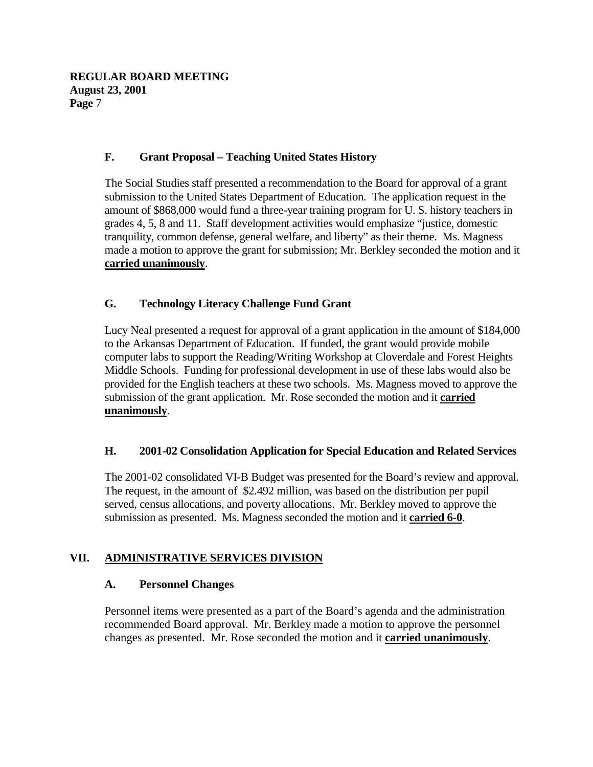### F. Grant Proposal – Teaching United States History

The Social Studies staff presented a recommendation to the Board for approval of a grant submission to the United States Department of Education. The application request in the amount of $868,000 would fund a three-year training program for U. S. history teachers in grades 4, 5, 8 and 11. Staff development activities would emphasize "justice, domestic tranquility, common defense, general welfare, and liberty" as their theme. Ms. Magness made a motion to approve the grant for submission; Mr. Berkley seconded the motion and it **carried unanimously**.

### G. Technology Literacy Challenge Fund Grant

Lucy Neal presented a request for approval of a grant application in the amount of $184,000 to the Arkansas Department of Education. If funded, the grant would provide mobile computer labs to support the Reading/Writing Workshop at Cloverdale and Forest Heights Middle Schools. Funding for professional development in use of these labs would also be provided for the English teachers at these two schools. Ms. Magness moved to approve the submission of the grant application. Mr. Rose seconded the motion and it **carried unanimously**.

### H. 2001-02 Consolidation Application for Special Education and Related Services

The 2001-02 consolidated VI-B Budget was presented for the Board's review and approval. The request, in the amount of $2.492 million, was based on the distribution per pupil served, census allocations, and poverty allocations. Mr. Berkley moved to approve the submission as presented. Ms. Magness seconded the motion and it **carried 6-0**.

## VII. ADMINISTRATIVE SERVICES DIVISION

### A. Personnel Changes

Personnel items were presented as a part of the Board's agenda and the administration recommended Board approval. Mr. Berkley made a motion to approve the personnel changes as presented. Mr. Rose seconded the motion and it **carried unanimously**.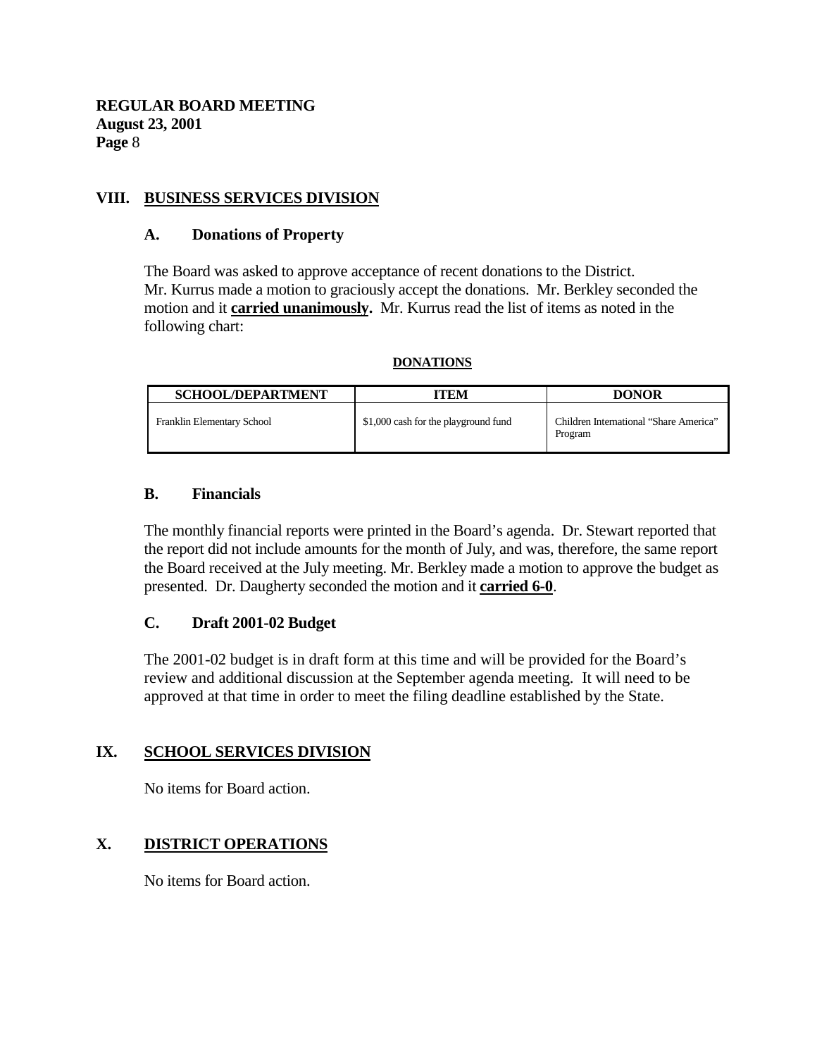## VIII. BUSINESS SERVICES DIVISION

### A. Donations of Property

The Board was asked to approve acceptance of recent donations to the District. Mr. Kurrus made a motion to graciously accept the donations. Mr. Berkley seconded the motion and it **carried unanimously.** Mr. Kurrus read the list of items as noted in the following chart:

**DONATIONS**

| SCHOOL/DEPARTMENT | ITEM | DONOR |
|---|---|---|
| Franklin Elementary School | $1,000 cash for the playground fund | Children International "Share America" Program |

### B. Financials

The monthly financial reports were printed in the Board's agenda. Dr. Stewart reported that the report did not include amounts for the month of July, and was, therefore, the same report the Board received at the July meeting. Mr. Berkley made a motion to approve the budget as presented. Dr. Daugherty seconded the motion and it **carried 6-0**.

### C. Draft 2001-02 Budget

The 2001-02 budget is in draft form at this time and will be provided for the Board's review and additional discussion at the September agenda meeting. It will need to be approved at that time in order to meet the filing deadline established by the State.

## IX. SCHOOL SERVICES DIVISION

No items for Board action.

## X. DISTRICT OPERATIONS

No items for Board action.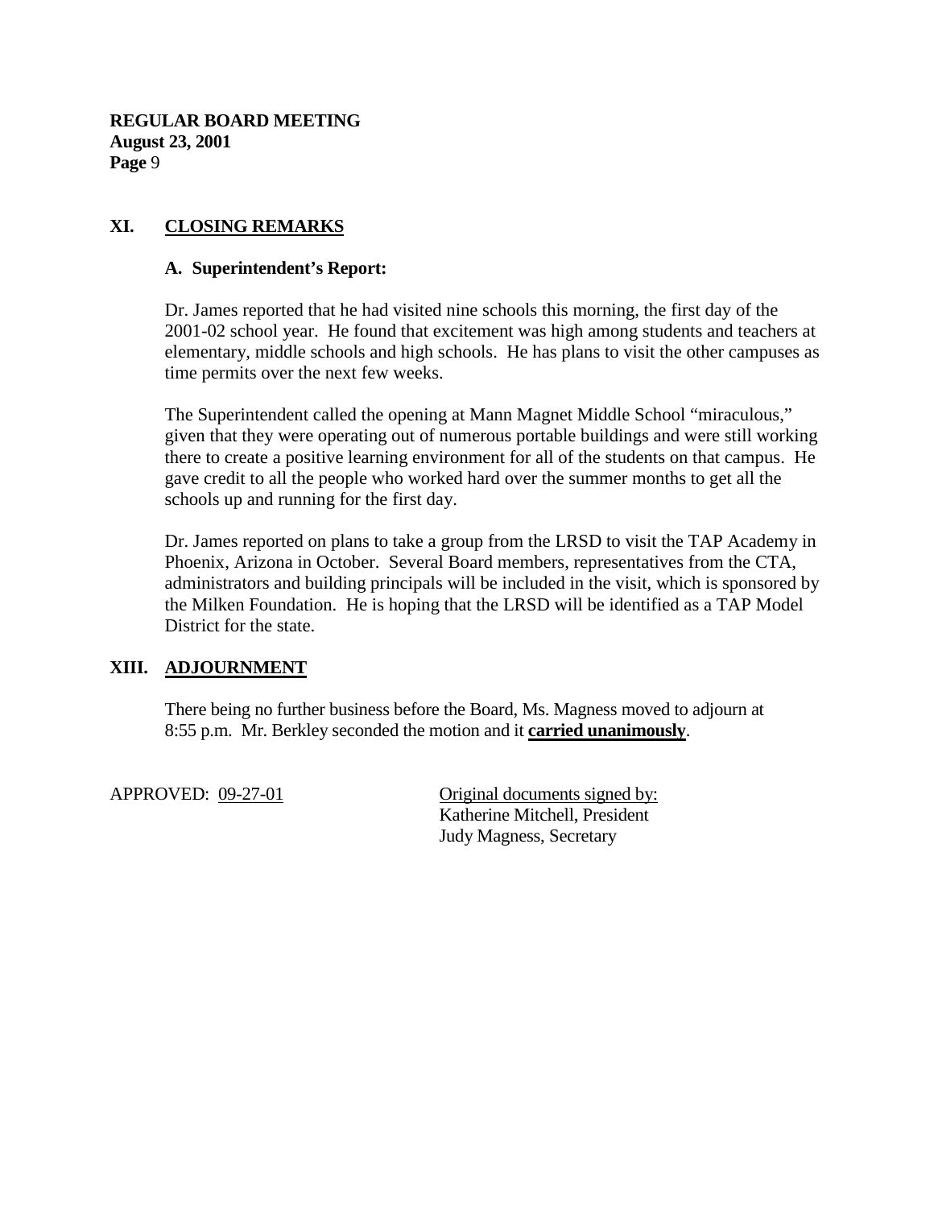## XI. CLOSING REMARKS

### A. Superintendent's Report:

Dr. James reported that he had visited nine schools this morning, the first day of the 2001-02 school year. He found that excitement was high among students and teachers at elementary, middle schools and high schools. He has plans to visit the other campuses as time permits over the next few weeks.

The Superintendent called the opening at Mann Magnet Middle School "miraculous," given that they were operating out of numerous portable buildings and were still working there to create a positive learning environment for all of the students on that campus. He gave credit to all the people who worked hard over the summer months to get all the schools up and running for the first day.

Dr. James reported on plans to take a group from the LRSD to visit the TAP Academy in Phoenix, Arizona in October. Several Board members, representatives from the CTA, administrators and building principals will be included in the visit, which is sponsored by the Milken Foundation. He is hoping that the LRSD will be identified as a TAP Model District for the state.

## XIII. ADJOURNMENT

There being no further business before the Board, Ms. Magness moved to adjourn at 8:55 p.m. Mr. Berkley seconded the motion and it **carried unanimously**.

APPROVED: 09-27-01

Original documents signed by:
Katherine Mitchell, President
Judy Magness, Secretary